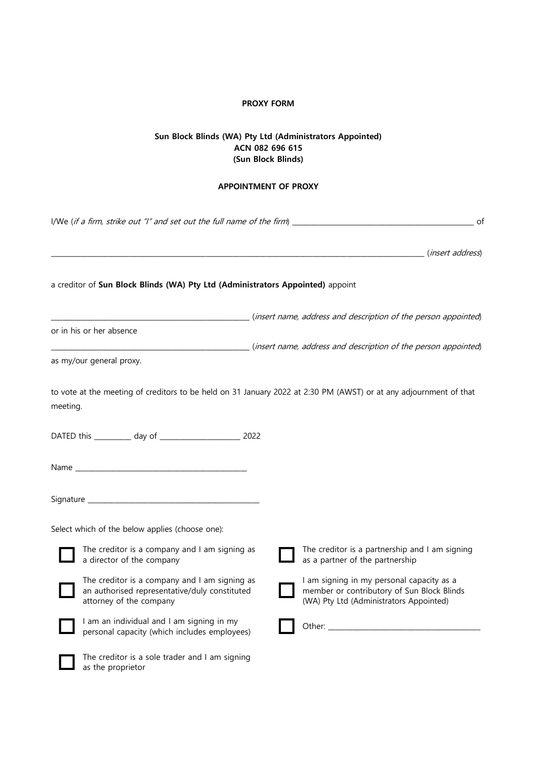**PROXY FORM**

**Sun Block Blinds (WA) Pty Ltd (Administrators Appointed)**
**ACN 082 696 615**
**(Sun Block Blinds)**

**APPOINTMENT OF PROXY**

I/We (*if a firm, strike out "I" and set out the full name of the firm*) _______________________________________________ of

_______________________________________________________________________________________________ (*insert address*)

a creditor of **Sun Block Blinds (WA) Pty Ltd (Administrators Appointed)** appoint

____________________________________________________ (*insert name, address and description of the person appointed*)

or in his or her absence

____________________________________________________ (*insert name, address and description of the person appointed*)

as my/our general proxy.

to vote at the meeting of creditors to be held on 31 January 2022 at 2:30 PM (AWST) or at any adjournment of that meeting.

DATED this __________ day of ______________________ 2022

Name ____________________________________________

Signature ____________________________________________

Select which of the below applies (choose one):

- ☐ The creditor is a company and I am signing as a director of the company
- ☐ The creditor is a company and I am signing as an authorised representative/duly constituted attorney of the company
- ☐ I am an individual and I am signing in my personal capacity (which includes employees)
- ☐ The creditor is a sole trader and I am signing as the proprietor
- ☐ The creditor is a partnership and I am signing as a partner of the partnership
- ☐ I am signing in my personal capacity as a member or contributory of Sun Block Blinds (WA) Pty Ltd (Administrators Appointed)
- ☐ Other: ________________________________________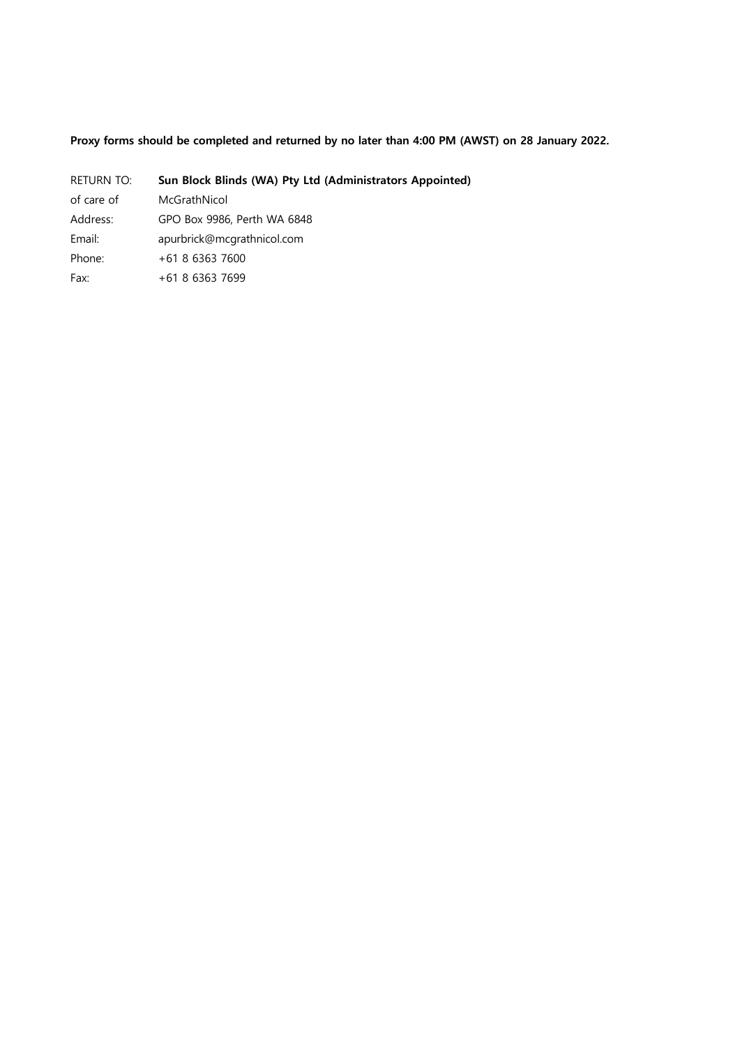**Proxy forms should be completed and returned by no later than 4:00 PM (AWST) on 28 January 2022.**

| | |
|---|---|
| RETURN TO: | **Sun Block Blinds (WA) Pty Ltd (Administrators Appointed)** |
| of care of | McGrathNicol |
| Address: | GPO Box 9986, Perth WA 6848 |
| Email: | apurbrick@mcgrathnicol.com |
| Phone: | +61 8 6363 7600 |
| Fax: | +61 8 6363 7699 |